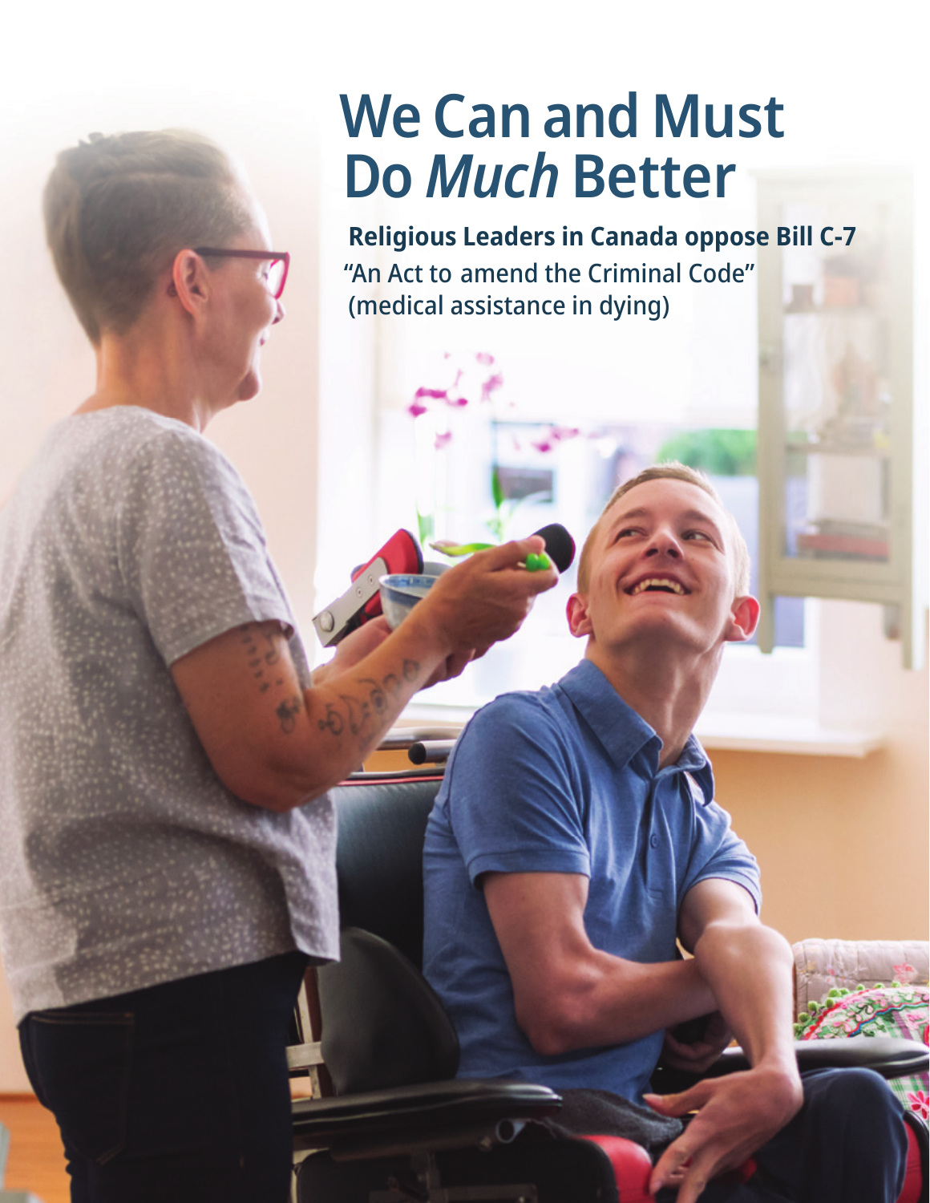# We Can and Must Do *Much* Better

**Religious Leaders in Canada oppose Bill C-7**

"An Act to amend the Criminal Code" (medical assistance in dying)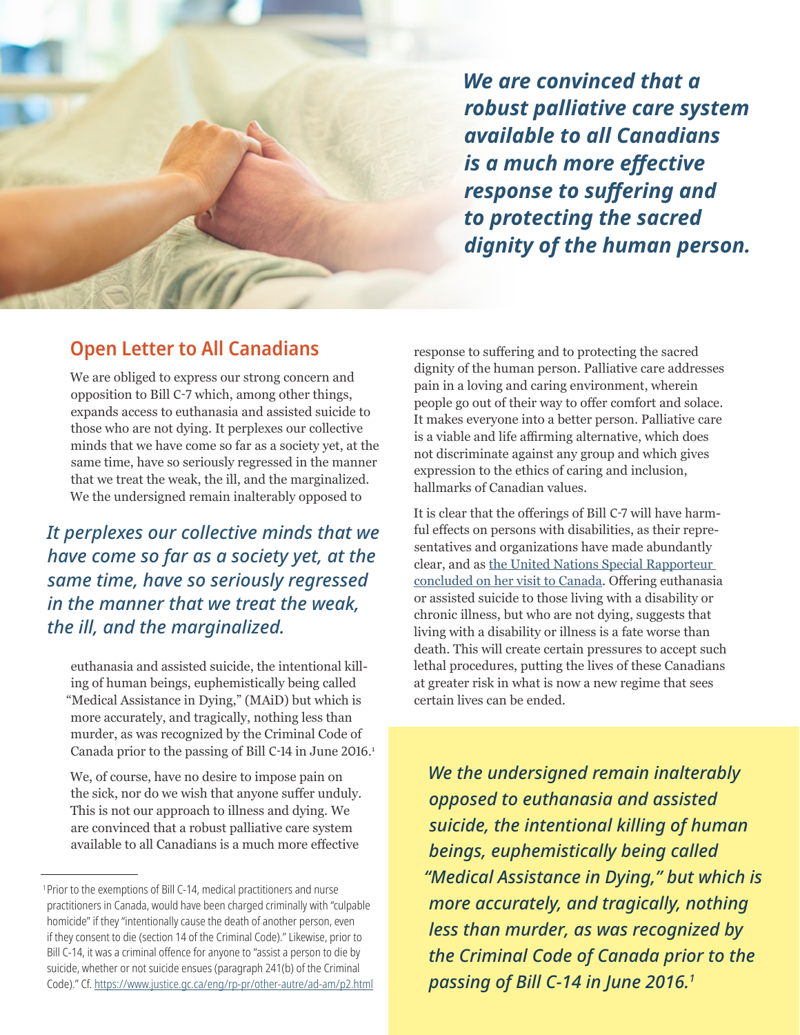*We are convinced that a robust palliative care system available to all Canadians is a much more effective response to suffering and to protecting the sacred dignity of the human person.*

## Open Letter to All Canadians

We are obliged to express our strong concern and opposition to Bill C-7 which, among other things, expands access to euthanasia and assisted suicide to those who are not dying. It perplexes our collective minds that we have come so far as a society yet, at the same time, have so seriously regressed in the manner that we treat the weak, the ill, and the marginalized. We the undersigned remain inalterably opposed to euthanasia and assisted suicide, the intentional killing of human beings, euphemistically being called "Medical Assistance in Dying," (MAiD) but which is more accurately, and tragically, nothing less than murder, as was recognized by the Criminal Code of Canada prior to the passing of Bill C-14 in June 2016.[1]

*It perplexes our collective minds that we have come so far as a society yet, at the same time, have so seriously regressed in the manner that we treat the weak, the ill, and the marginalized.*

We, of course, have no desire to impose pain on the sick, nor do we wish that anyone suffer unduly. This is not our approach to illness and dying. We are convinced that a robust palliative care system available to all Canadians is a much more effective response to suffering and to protecting the sacred dignity of the human person. Palliative care addresses pain in a loving and caring environment, wherein people go out of their way to offer comfort and solace. It makes everyone into a better person. Palliative care is a viable and life affirming alternative, which does not discriminate against any group and which gives expression to the ethics of caring and inclusion, hallmarks of Canadian values.

It is clear that the offerings of Bill C-7 will have harmful effects on persons with disabilities, as their representatives and organizations have made abundantly clear, and as the United Nations Special Rapporteur concluded on her visit to Canada. Offering euthanasia or assisted suicide to those living with a disability or chronic illness, but who are not dying, suggests that living with a disability or illness is a fate worse than death. This will create certain pressures to accept such lethal procedures, putting the lives of these Canadians at greater risk in what is now a new regime that sees certain lives can be ended.

*We the undersigned remain inalterably opposed to euthanasia and assisted suicide, the intentional killing of human beings, euphemistically being called "Medical Assistance in Dying," but which is more accurately, and tragically, nothing less than murder, as was recognized by the Criminal Code of Canada prior to the passing of Bill C-14 in June 2016.[1]*

[1] Prior to the exemptions of Bill C-14, medical practitioners and nurse practitioners in Canada, would have been charged criminally with "culpable homicide" if they "intentionally cause the death of another person, even if they consent to die (section 14 of the Criminal Code)." Likewise, prior to Bill C-14, it was a criminal offence for anyone to "assist a person to die by suicide, whether or not suicide ensues (paragraph 241(b) of the Criminal Code)." Cf. https://www.justice.gc.ca/eng/rp-pr/other-autre/ad-am/p2.html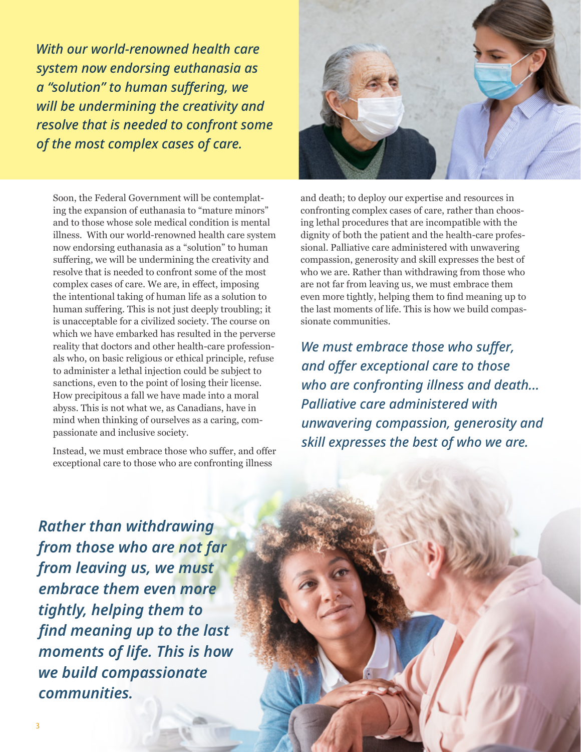*With our world-renowned health care system now endorsing euthanasia as a "solution" to human suffering, we will be undermining the creativity and resolve that is needed to confront some of the most complex cases of care.*

Soon, the Federal Government will be contemplating the expansion of euthanasia to "mature minors" and to those whose sole medical condition is mental illness. With our world-renowned health care system now endorsing euthanasia as a "solution" to human suffering, we will be undermining the creativity and resolve that is needed to confront some of the most complex cases of care. We are, in effect, imposing the intentional taking of human life as a solution to human suffering. This is not just deeply troubling; it is unacceptable for a civilized society. The course on which we have embarked has resulted in the perverse reality that doctors and other health-care professionals who, on basic religious or ethical principle, refuse to administer a lethal injection could be subject to sanctions, even to the point of losing their license. How precipitous a fall we have made into a moral abyss. This is not what we, as Canadians, have in mind when thinking of ourselves as a caring, compassionate and inclusive society.

Instead, we must embrace those who suffer, and offer exceptional care to those who are confronting illness and death; to deploy our expertise and resources in confronting complex cases of care, rather than choosing lethal procedures that are incompatible with the dignity of both the patient and the health-care professional. Palliative care administered with unwavering compassion, generosity and skill expresses the best of who we are. Rather than withdrawing from those who are not far from leaving us, we must embrace them even more tightly, helping them to find meaning up to the last moments of life. This is how we build compassionate communities.

*We must embrace those who suffer, and offer exceptional care to those who are confronting illness and death... Palliative care administered with unwavering compassion, generosity and skill expresses the best of who we are.*

*Rather than withdrawing from those who are not far from leaving us, we must embrace them even more tightly, helping them to find meaning up to the last moments of life. This is how we build compassionate communities.*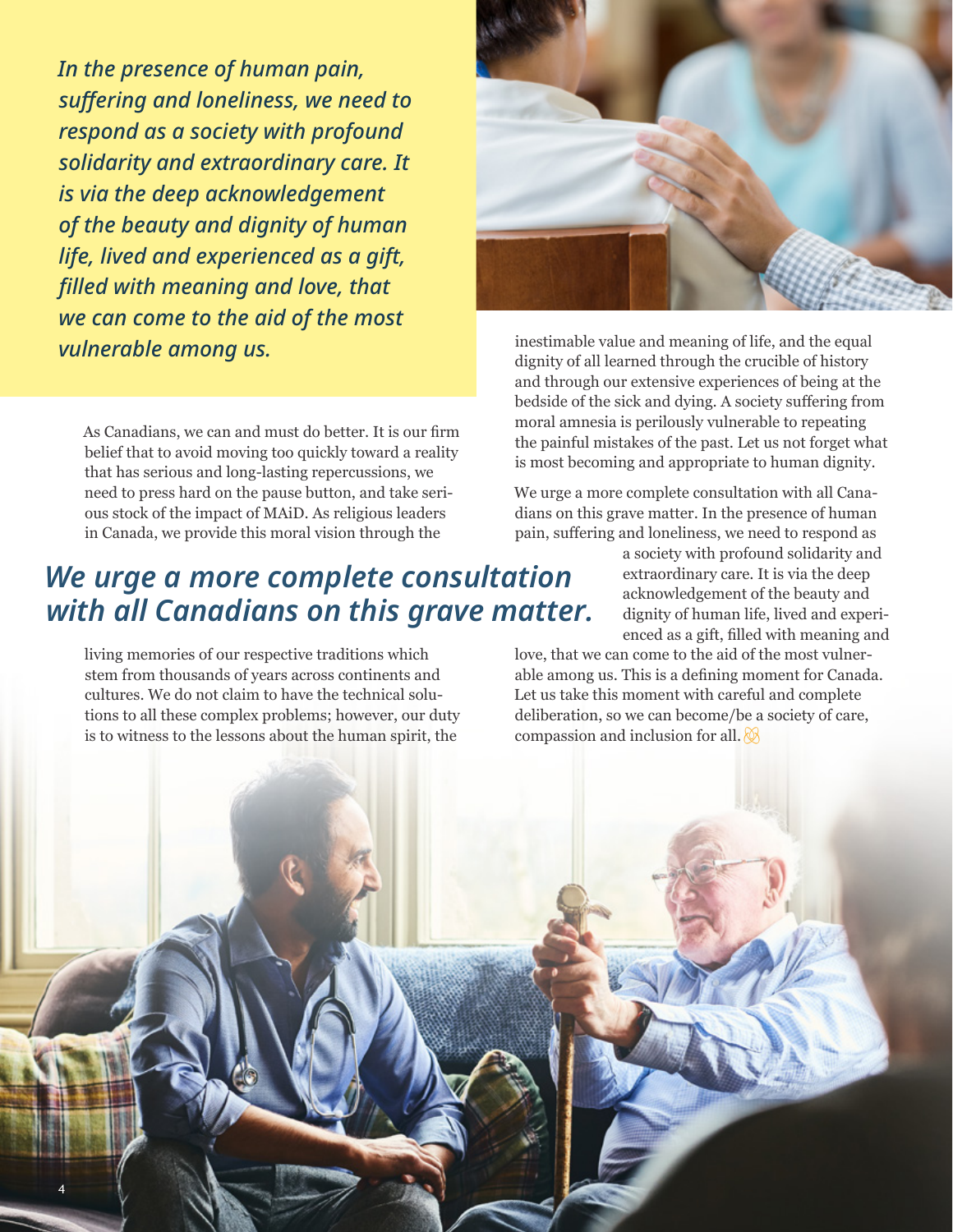*In the presence of human pain, suffering and loneliness, we need to respond as a society with profound solidarity and extraordinary care. It is via the deep acknowledgement of the beauty and dignity of human life, lived and experienced as a gift, filled with meaning and love, that we can come to the aid of the most vulnerable among us.*

As Canadians, we can and must do better. It is our firm belief that to avoid moving too quickly toward a reality that has serious and long-lasting repercussions, we need to press hard on the pause button, and take serious stock of the impact of MAiD. As religious leaders in Canada, we provide this moral vision through the living memories of our respective traditions which stem from thousands of years across continents and cultures. We do not claim to have the technical solutions to all these complex problems; however, our duty is to witness to the lessons about the human spirit, the inestimable value and meaning of life, and the equal dignity of all learned through the crucible of history and through our extensive experiences of being at the bedside of the sick and dying. A society suffering from moral amnesia is perilously vulnerable to repeating the painful mistakes of the past. Let us not forget what is most becoming and appropriate to human dignity.

## *We urge a more complete consultation with all Canadians on this grave matter.*

We urge a more complete consultation with all Canadians on this grave matter. In the presence of human pain, suffering and loneliness, we need to respond as a society with profound solidarity and extraordinary care. It is via the deep acknowledgement of the beauty and dignity of human life, lived and experienced as a gift, filled with meaning and love, that we can come to the aid of the most vulnerable among us. This is a defining moment for Canada. Let us take this moment with careful and complete deliberation, so we can become/be a society of care, compassion and inclusion for all.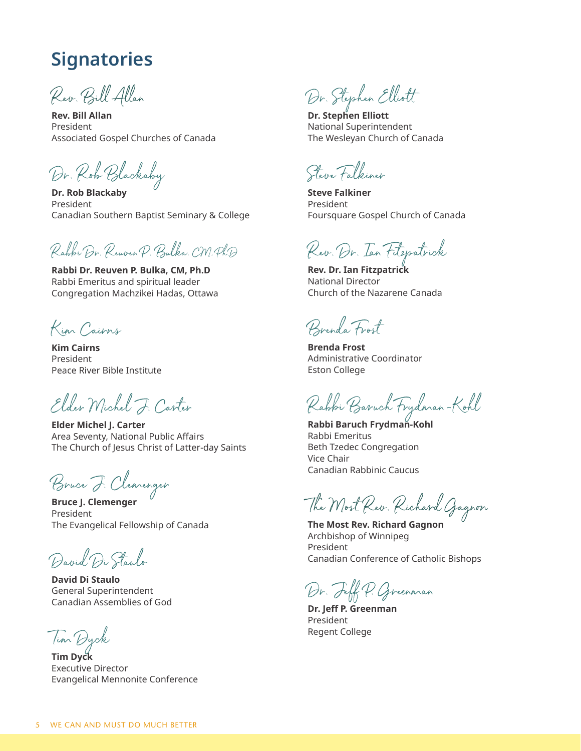## Signatories

**Rev. Bill Allan**
President
Associated Gospel Churches of Canada

**Dr. Rob Blackaby**
President
Canadian Southern Baptist Seminary & College

**Rabbi Dr. Reuven P. Bulka, CM, Ph.D**
Rabbi Emeritus and spiritual leader
Congregation Machzikei Hadas, Ottawa

**Kim Cairns**
President
Peace River Bible Institute

**Elder Michel J. Carter**
Area Seventy, National Public Affairs
The Church of Jesus Christ of Latter-day Saints

**Bruce J. Clemenger**
President
The Evangelical Fellowship of Canada

**David Di Staulo**
General Superintendent
Canadian Assemblies of God

**Tim Dyck**
Executive Director
Evangelical Mennonite Conference

**Dr. Stephen Elliott**
National Superintendent
The Wesleyan Church of Canada

**Steve Falkiner**
President
Foursquare Gospel Church of Canada

**Rev. Dr. Ian Fitzpatrick**
National Director
Church of the Nazarene Canada

**Brenda Frost**
Administrative Coordinator
Eston College

**Rabbi Baruch Frydman-Kohl**
Rabbi Emeritus
Beth Tzedec Congregation
Vice Chair
Canadian Rabbinic Caucus

**The Most Rev. Richard Gagnon**
Archbishop of Winnipeg
President
Canadian Conference of Catholic Bishops

**Dr. Jeff P. Greenman**
President
Regent College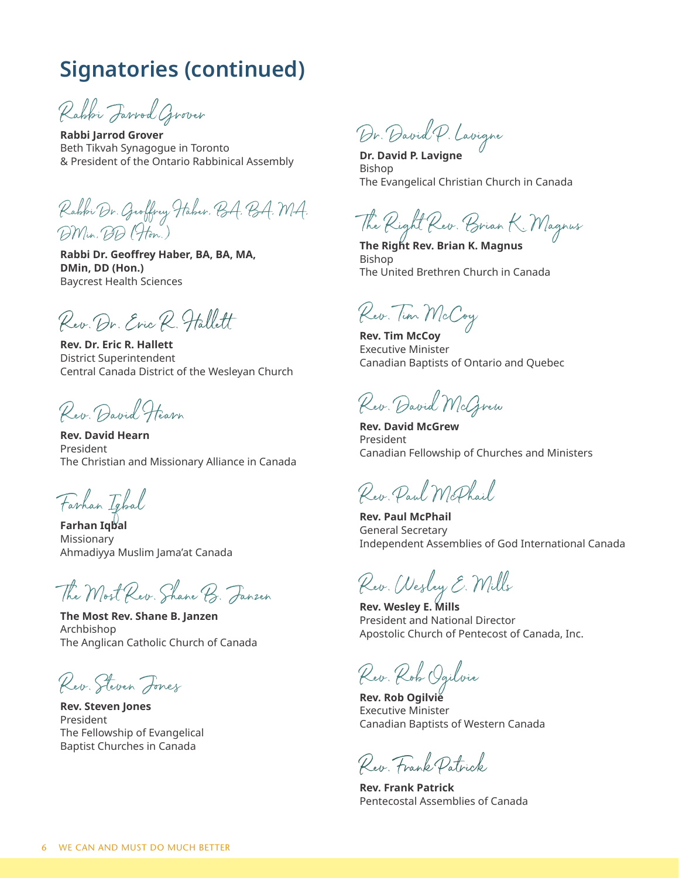## Signatories (continued)

Rabbi Jarrod Grover

**Rabbi Jarrod Grover**
Beth Tikvah Synagogue in Toronto
& President of the Ontario Rabbinical Assembly

Rabbi Dr. Geoffrey Haber, BA, BA, MA, DMin, DD (Hon.)

**Rabbi Dr. Geoffrey Haber, BA, BA, MA, DMin, DD (Hon.)**
Baycrest Health Sciences

Rev. Dr. Eric R. Hallett

**Rev. Dr. Eric R. Hallett**
District Superintendent
Central Canada District of the Wesleyan Church

Rev. David Hearn

**Rev. David Hearn**
President
The Christian and Missionary Alliance in Canada

Farhan Iqbal

**Farhan Iqbal**
Missionary
Ahmadiyya Muslim Jama'at Canada

The Most Rev. Shane B. Janzen

**The Most Rev. Shane B. Janzen**
Archbishop
The Anglican Catholic Church of Canada

Rev. Steven Jones

**Rev. Steven Jones**
President
The Fellowship of Evangelical
Baptist Churches in Canada

Dr. David P. Lavigne

**Dr. David P. Lavigne**
Bishop
The Evangelical Christian Church in Canada

The Right Rev. Brian K. Magnus

**The Right Rev. Brian K. Magnus**
Bishop
The United Brethren Church in Canada

Rev. Tim McCoy

**Rev. Tim McCoy**
Executive Minister
Canadian Baptists of Ontario and Quebec

Rev. David McGrew

**Rev. David McGrew**
President
Canadian Fellowship of Churches and Ministers

Rev. Paul McPhail

**Rev. Paul McPhail**
General Secretary
Independent Assemblies of God International Canada

Rev. Wesley E. Mills

**Rev. Wesley E. Mills**
President and National Director
Apostolic Church of Pentecost of Canada, Inc.

Rev. Rob Ogilvie

**Rev. Rob Ogilvie**
Executive Minister
Canadian Baptists of Western Canada

Rev. Frank Patrick

**Rev. Frank Patrick**
Pentecostal Assemblies of Canada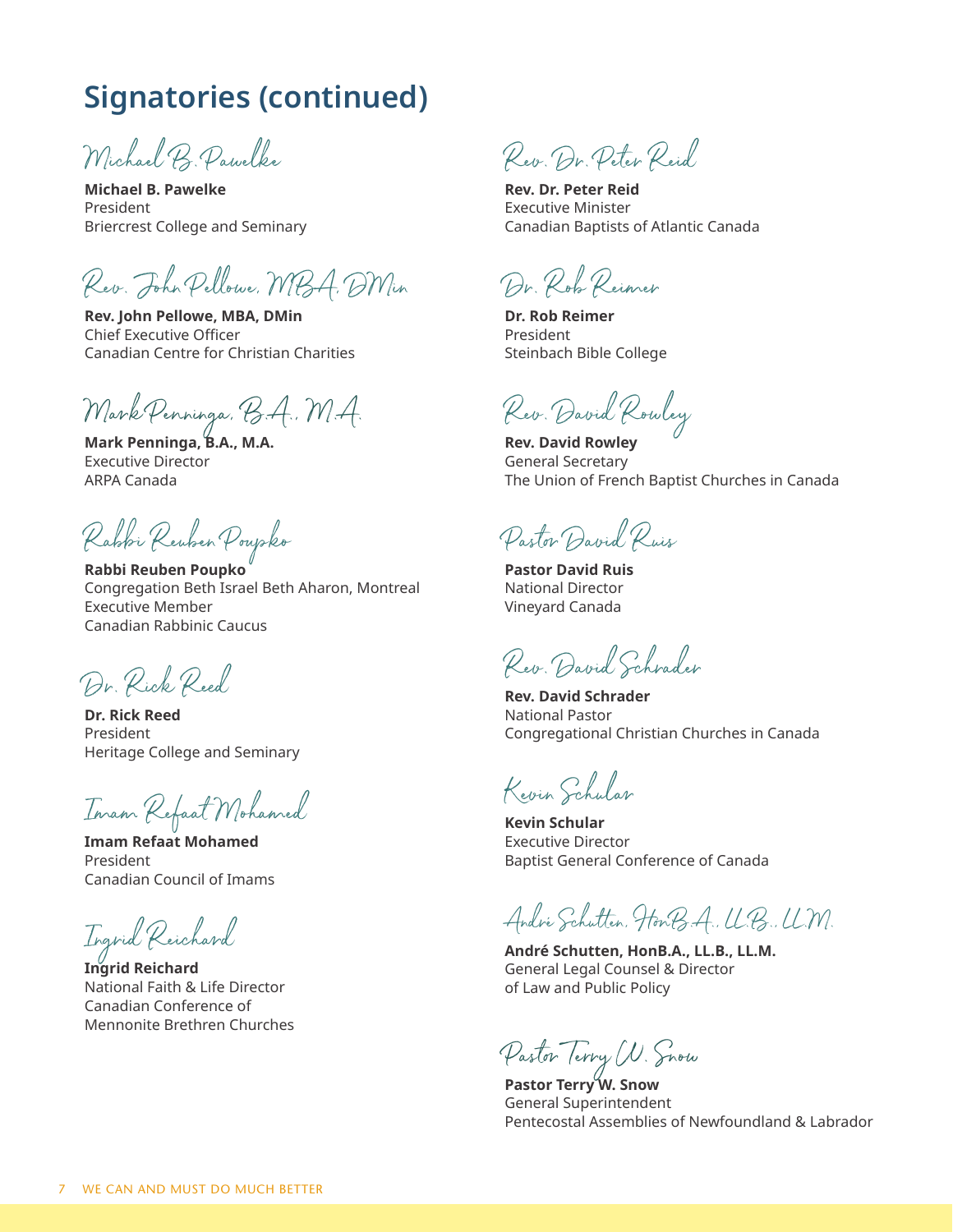## Signatories (continued)

*Michael B. Pawelke*

**Michael B. Pawelke**
President
Briercrest College and Seminary

*Rev. John Pellowe, MBA, DMin*

**Rev. John Pellowe, MBA, DMin**
Chief Executive Officer
Canadian Centre for Christian Charities

*Mark Penninga, B.A., M.A.*

**Mark Penninga, B.A., M.A.**
Executive Director
ARPA Canada

*Rabbi Reuben Poupko*

**Rabbi Reuben Poupko**
Congregation Beth Israel Beth Aharon, Montreal
Executive Member
Canadian Rabbinic Caucus

*Dr. Rick Reed*

**Dr. Rick Reed**
President
Heritage College and Seminary

*Imam Refaat Mohamed*

**Imam Refaat Mohamed**
President
Canadian Council of Imams

*Ingrid Reichard*

**Ingrid Reichard**
National Faith & Life Director
Canadian Conference of
Mennonite Brethren Churches

*Rev. Dr. Peter Reid*

**Rev. Dr. Peter Reid**
Executive Minister
Canadian Baptists of Atlantic Canada

*Dr. Rob Reimer*

**Dr. Rob Reimer**
President
Steinbach Bible College

*Rev. David Rowley*

**Rev. David Rowley**
General Secretary
The Union of French Baptist Churches in Canada

*Pastor David Ruis*

**Pastor David Ruis**
National Director
Vineyard Canada

*Rev. David Schrader*

**Rev. David Schrader**
National Pastor
Congregational Christian Churches in Canada

*Kevin Schular*

**Kevin Schular**
Executive Director
Baptist General Conference of Canada

*André Schutten, HonB.A., LL.B., LL.M.*

**André Schutten, HonB.A., LL.B., LL.M.**
General Legal Counsel & Director
of Law and Public Policy

*Pastor Terry W. Snow*

**Pastor Terry W. Snow**
General Superintendent
Pentecostal Assemblies of Newfoundland & Labrador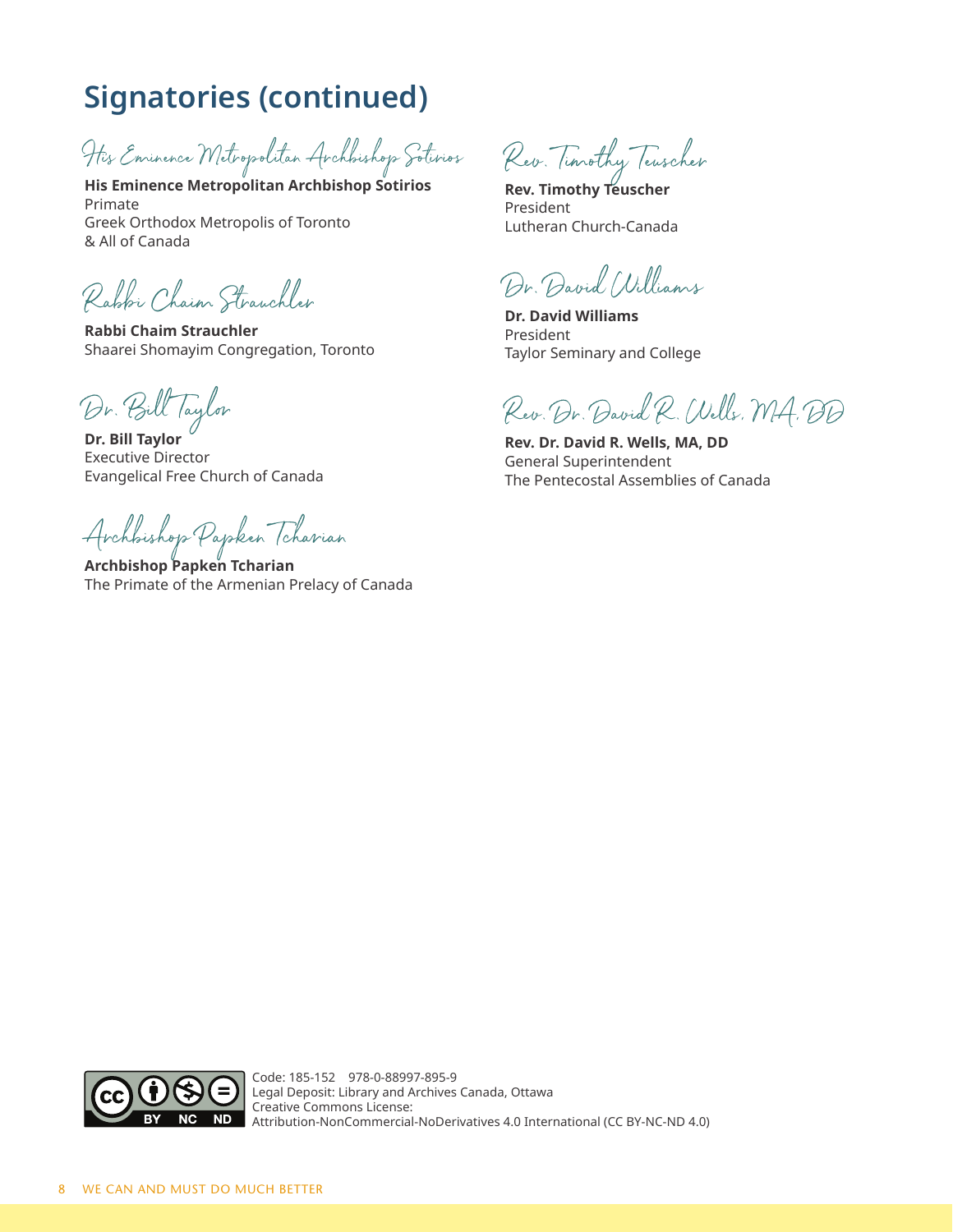## Signatories (continued)

*His Eminence Metropolitan Archbishop Sotirios*

**His Eminence Metropolitan Archbishop Sotirios**
Primate
Greek Orthodox Metropolis of Toronto
& All of Canada

*Rabbi Chaim Strauchler*

**Rabbi Chaim Strauchler**
Shaarei Shomayim Congregation, Toronto

*Dr. Bill Taylor*

**Dr. Bill Taylor**
Executive Director
Evangelical Free Church of Canada

*Archbishop Papken Tcharian*

**Archbishop Papken Tcharian**
The Primate of the Armenian Prelacy of Canada

*Rev. Timothy Teuscher*

**Rev. Timothy Teuscher**
President
Lutheran Church-Canada

*Dr. David Williams*

**Dr. David Williams**
President
Taylor Seminary and College

*Rev. Dr. David R. Wells, MA, DD*

**Rev. Dr. David R. Wells, MA, DD**
General Superintendent
The Pentecostal Assemblies of Canada

Code: 185-152 978-0-88997-895-9
Legal Deposit: Library and Archives Canada, Ottawa
Creative Commons License:
Attribution-NonCommercial-NoDerivatives 4.0 International (CC BY-NC-ND 4.0)